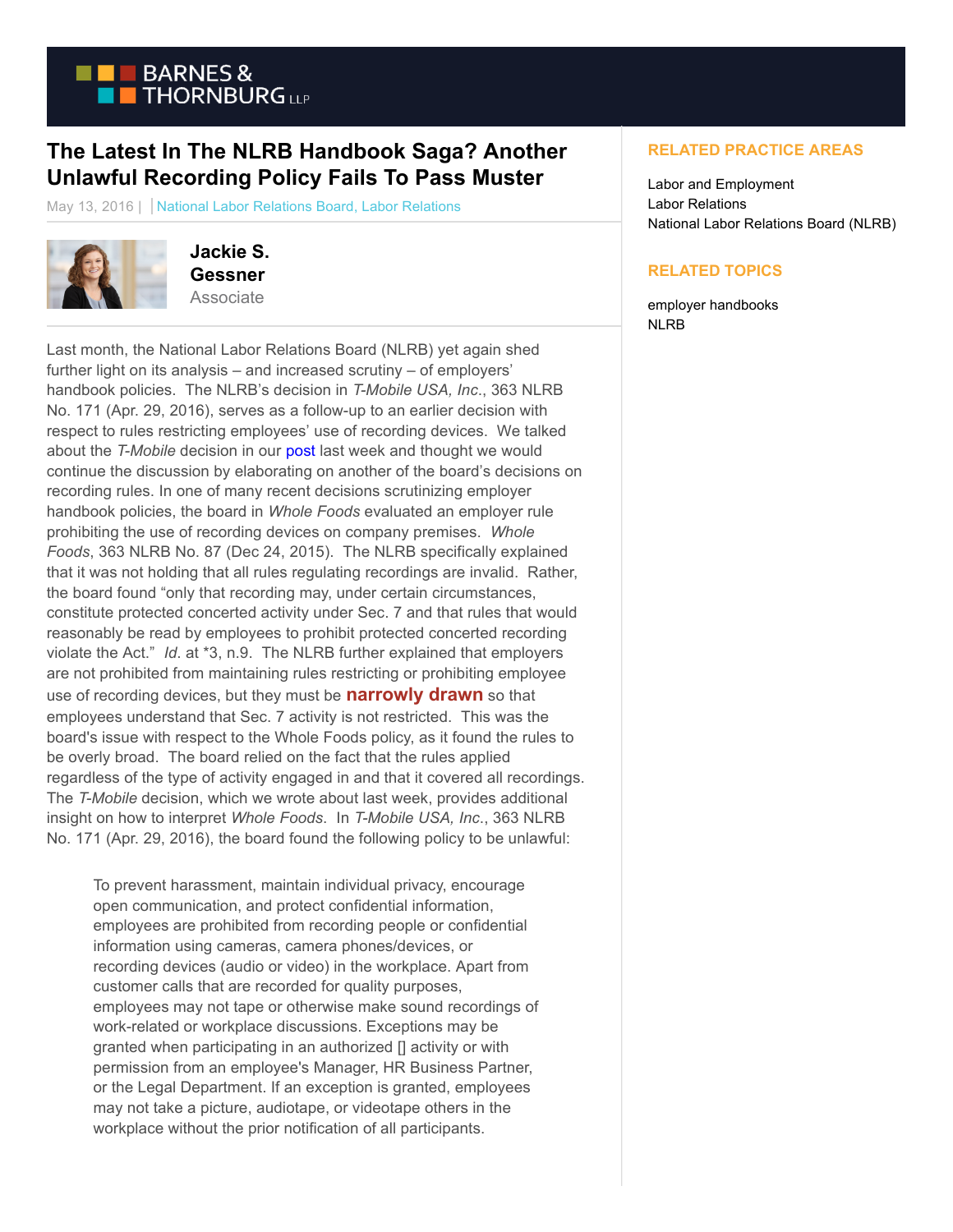# The Latest In The NLRB Handbook Saga? Another Unlawful Recording Policy Fails To Pass Muster

May 13, 2016 | National Labor Relations Board, Labor Relations

**Jackie S. Gessner**
Associate

Last month, the National Labor Relations Board (NLRB) yet again shed further light on its analysis – and increased scrutiny – of employers' handbook policies. The NLRB's decision in *T-Mobile USA, Inc.*, 363 NLRB No. 171 (Apr. 29, 2016), serves as a follow-up to an earlier decision with respect to rules restricting employees' use of recording devices. We talked about the *T-Mobile* decision in our post last week and thought we would continue the discussion by elaborating on another of the board's decisions on recording rules. In one of many recent decisions scrutinizing employer handbook policies, the board in *Whole Foods* evaluated an employer rule prohibiting the use of recording devices on company premises. *Whole Foods*, 363 NLRB No. 87 (Dec 24, 2015). The NLRB specifically explained that it was not holding that all rules regulating recordings are invalid. Rather, the board found "only that recording may, under certain circumstances, constitute protected concerted activity under Sec. 7 and that rules that would reasonably be read by employees to prohibit protected concerted recording violate the Act." *Id*. at *3, n.9. The NLRB further explained that employers are not prohibited from maintaining rules restricting or prohibiting employee use of recording devices, but they must be **narrowly drawn** so that employees understand that Sec. 7 activity is not restricted. This was the board's issue with respect to the Whole Foods policy, as it found the rules to be overly broad. The board relied on the fact that the rules applied regardless of the type of activity engaged in and that it covered all recordings. The *T-Mobile* decision, which we wrote about last week, provides additional insight on how to interpret *Whole Foods*. In *T-Mobile USA, Inc.*, 363 NLRB No. 171 (Apr. 29, 2016), the board found the following policy to be unlawful:

> To prevent harassment, maintain individual privacy, encourage open communication, and protect confidential information, employees are prohibited from recording people or confidential information using cameras, camera phones/devices, or recording devices (audio or video) in the workplace. Apart from customer calls that are recorded for quality purposes, employees may not tape or otherwise make sound recordings of work-related or workplace discussions. Exceptions may be granted when participating in an authorized [] activity or with permission from an employee's Manager, HR Business Partner, or the Legal Department. If an exception is granted, employees may not take a picture, audiotape, or videotape others in the workplace without the prior notification of all participants.

## RELATED PRACTICE AREAS

Labor and Employment
Labor Relations
National Labor Relations Board (NLRB)

## RELATED TOPICS

employer handbooks
NLRB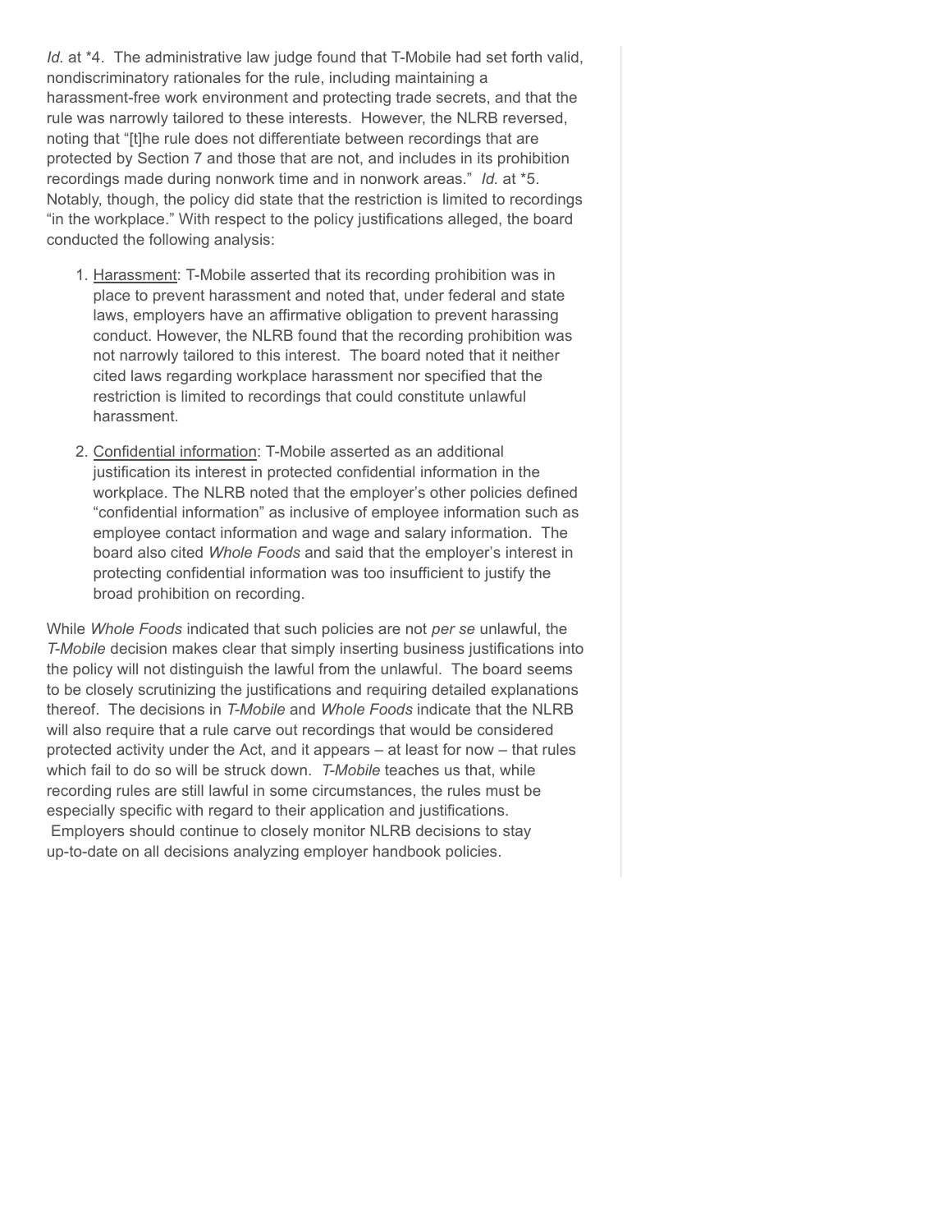*Id.* at *4. The administrative law judge found that T-Mobile had set forth valid, nondiscriminatory rationales for the rule, including maintaining a harassment-free work environment and protecting trade secrets, and that the rule was narrowly tailored to these interests. However, the NLRB reversed, noting that "[t]he rule does not differentiate between recordings that are protected by Section 7 and those that are not, and includes in its prohibition recordings made during nonwork time and in nonwork areas." *Id.* at *5. Notably, though, the policy did state that the restriction is limited to recordings "in the workplace." With respect to the policy justifications alleged, the board conducted the following analysis:

1. <u>Harassment</u>: T-Mobile asserted that its recording prohibition was in place to prevent harassment and noted that, under federal and state laws, employers have an affirmative obligation to prevent harassing conduct. However, the NLRB found that the recording prohibition was not narrowly tailored to this interest. The board noted that it neither cited laws regarding workplace harassment nor specified that the restriction is limited to recordings that could constitute unlawful harassment.

2. <u>Confidential information</u>: T-Mobile asserted as an additional justification its interest in protected confidential information in the workplace. The NLRB noted that the employer's other policies defined "confidential information" as inclusive of employee information such as employee contact information and wage and salary information. The board also cited *Whole Foods* and said that the employer's interest in protecting confidential information was too insufficient to justify the broad prohibition on recording.

While *Whole Foods* indicated that such policies are not *per se* unlawful, the *T-Mobile* decision makes clear that simply inserting business justifications into the policy will not distinguish the lawful from the unlawful. The board seems to be closely scrutinizing the justifications and requiring detailed explanations thereof. The decisions in *T-Mobile* and *Whole Foods* indicate that the NLRB will also require that a rule carve out recordings that would be considered protected activity under the Act, and it appears – at least for now – that rules which fail to do so will be struck down. *T-Mobile* teaches us that, while recording rules are still lawful in some circumstances, the rules must be especially specific with regard to their application and justifications. Employers should continue to closely monitor NLRB decisions to stay up-to-date on all decisions analyzing employer handbook policies.